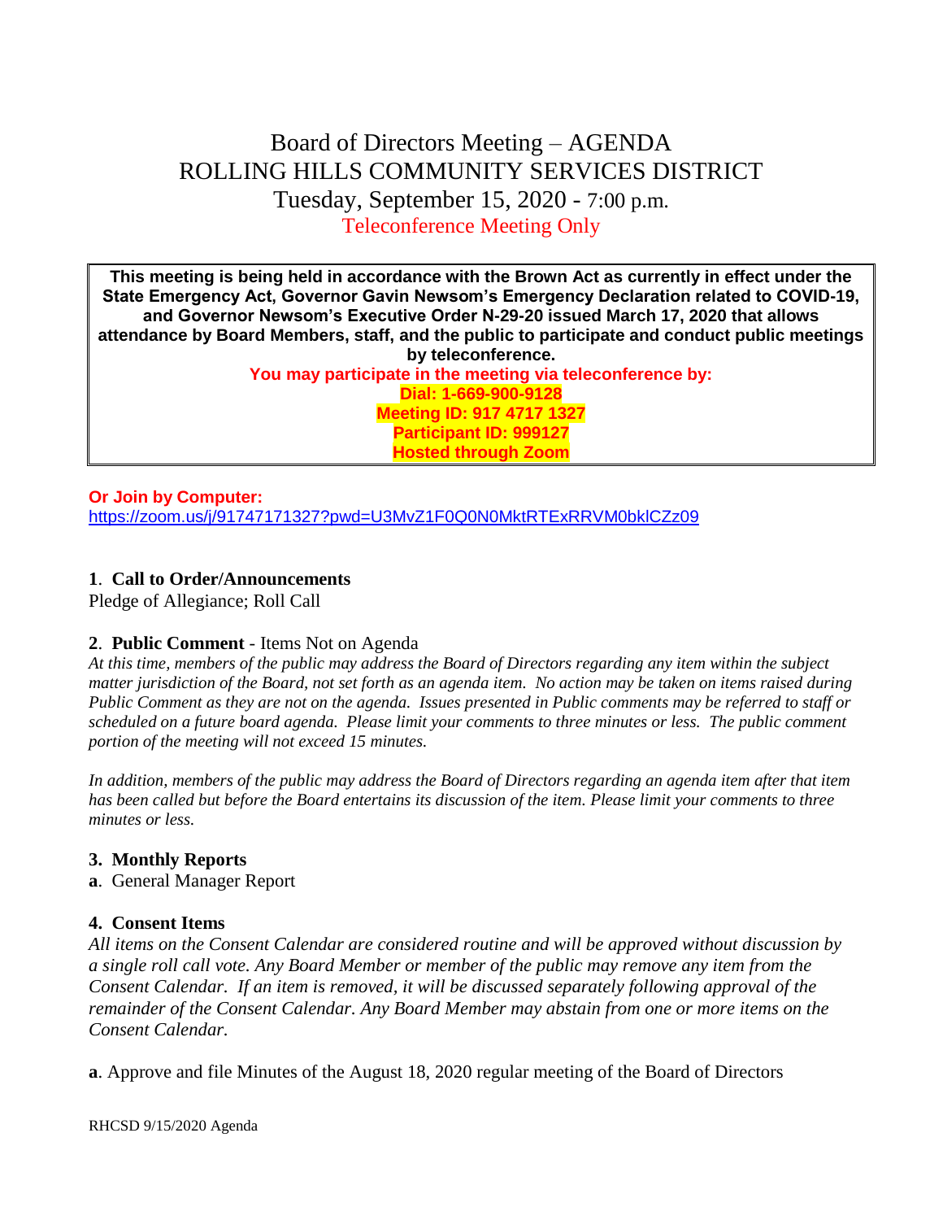# Board of Directors Meeting – AGENDA
# ROLLING HILLS COMMUNITY SERVICES DISTRICT
## Tuesday, September 15, 2020 - 7:00 p.m.
## Teleconference Meeting Only

**This meeting is being held in accordance with the Brown Act as currently in effect under the State Emergency Act, Governor Gavin Newsom's Emergency Declaration related to COVID-19, and Governor Newsom's Executive Order N-29-20 issued March 17, 2020 that allows attendance by Board Members, staff, and the public to participate and conduct public meetings by teleconference.**

**You may participate in the meeting via teleconference by:**
**Dial: 1-669-900-9128**
**Meeting ID: 917 4717 1327**
**Participant ID: 999127**
**Hosted through Zoom**

**Or Join by Computer:**
https://zoom.us/j/91747171327?pwd=U3MvZ1F0Q0N0MktRTExRRVM0bklCZz09

**1**. **Call to Order/Announcements**
Pledge of Allegiance; Roll Call

**2**. **Public Comment** - Items Not on Agenda
*At this time, members of the public may address the Board of Directors regarding any item within the subject matter jurisdiction of the Board, not set forth as an agenda item. No action may be taken on items raised during Public Comment as they are not on the agenda. Issues presented in Public comments may be referred to staff or scheduled on a future board agenda. Please limit your comments to three minutes or less. The public comment portion of the meeting will not exceed 15 minutes.*

*In addition, members of the public may address the Board of Directors regarding an agenda item after that item has been called but before the Board entertains its discussion of the item. Please limit your comments to three minutes or less.*

**3. Monthly Reports**
**a**. General Manager Report

**4. Consent Items**
*All items on the Consent Calendar are considered routine and will be approved without discussion by a single roll call vote. Any Board Member or member of the public may remove any item from the Consent Calendar. If an item is removed, it will be discussed separately following approval of the remainder of the Consent Calendar. Any Board Member may abstain from one or more items on the Consent Calendar.*

**a**. Approve and file Minutes of the August 18, 2020 regular meeting of the Board of Directors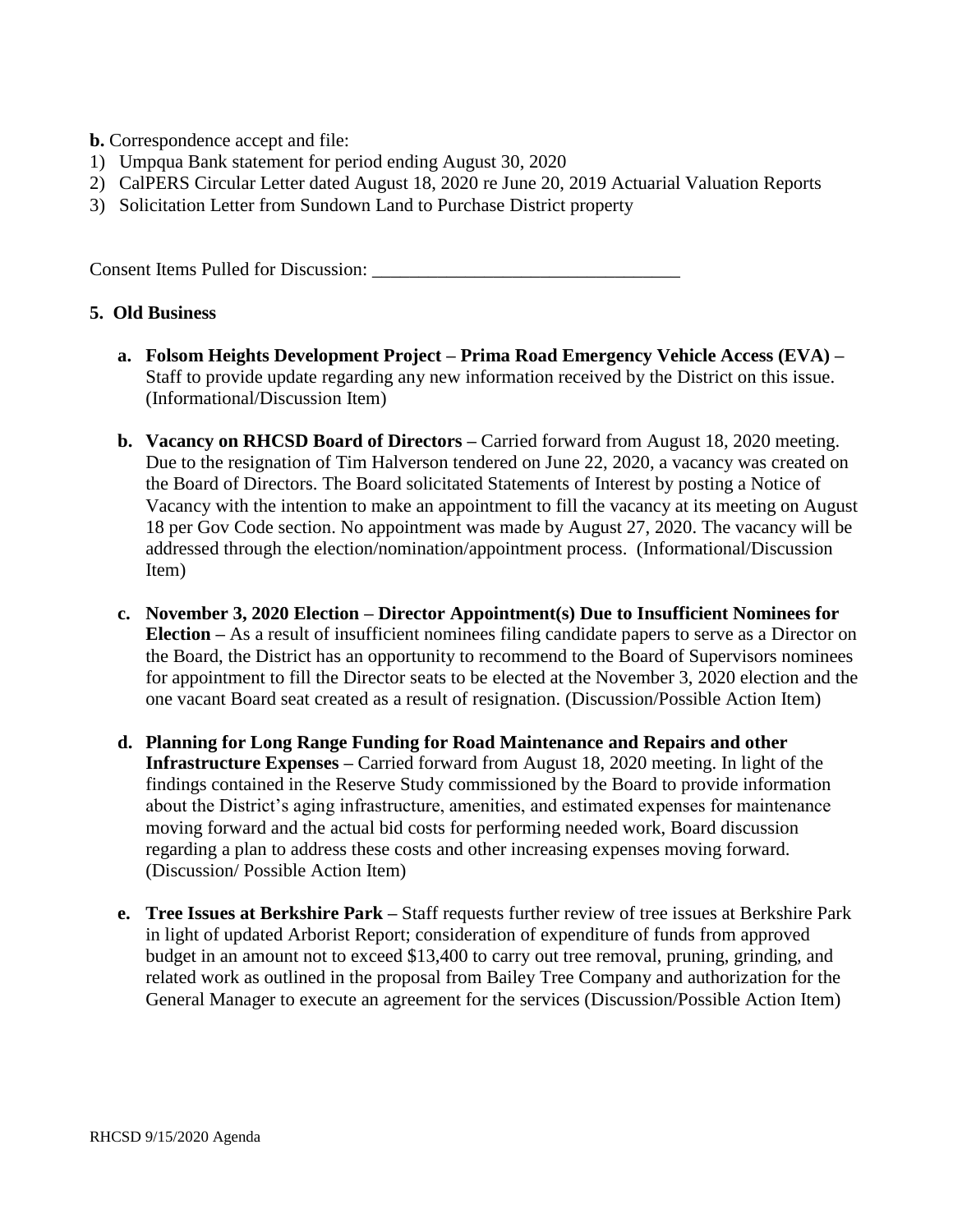**b.** Correspondence accept and file:

1) Umpqua Bank statement for period ending August 30, 2020
2) CalPERS Circular Letter dated August 18, 2020 re June 20, 2019 Actuarial Valuation Reports
3) Solicitation Letter from Sundown Land to Purchase District property

Consent Items Pulled for Discussion: _________________________________

**5. Old Business**

- **a. Folsom Heights Development Project – Prima Road Emergency Vehicle Access (EVA) –** Staff to provide update regarding any new information received by the District on this issue. (Informational/Discussion Item)

- **b. Vacancy on RHCSD Board of Directors –** Carried forward from August 18, 2020 meeting. Due to the resignation of Tim Halverson tendered on June 22, 2020, a vacancy was created on the Board of Directors. The Board solicitated Statements of Interest by posting a Notice of Vacancy with the intention to make an appointment to fill the vacancy at its meeting on August 18 per Gov Code section. No appointment was made by August 27, 2020. The vacancy will be addressed through the election/nomination/appointment process. (Informational/Discussion Item)

- **c. November 3, 2020 Election – Director Appointment(s) Due to Insufficient Nominees for Election –** As a result of insufficient nominees filing candidate papers to serve as a Director on the Board, the District has an opportunity to recommend to the Board of Supervisors nominees for appointment to fill the Director seats to be elected at the November 3, 2020 election and the one vacant Board seat created as a result of resignation. (Discussion/Possible Action Item)

- **d. Planning for Long Range Funding for Road Maintenance and Repairs and other Infrastructure Expenses –** Carried forward from August 18, 2020 meeting. In light of the findings contained in the Reserve Study commissioned by the Board to provide information about the District's aging infrastructure, amenities, and estimated expenses for maintenance moving forward and the actual bid costs for performing needed work, Board discussion regarding a plan to address these costs and other increasing expenses moving forward. (Discussion/ Possible Action Item)

- **e. Tree Issues at Berkshire Park –** Staff requests further review of tree issues at Berkshire Park in light of updated Arborist Report; consideration of expenditure of funds from approved budget in an amount not to exceed $13,400 to carry out tree removal, pruning, grinding, and related work as outlined in the proposal from Bailey Tree Company and authorization for the General Manager to execute an agreement for the services (Discussion/Possible Action Item)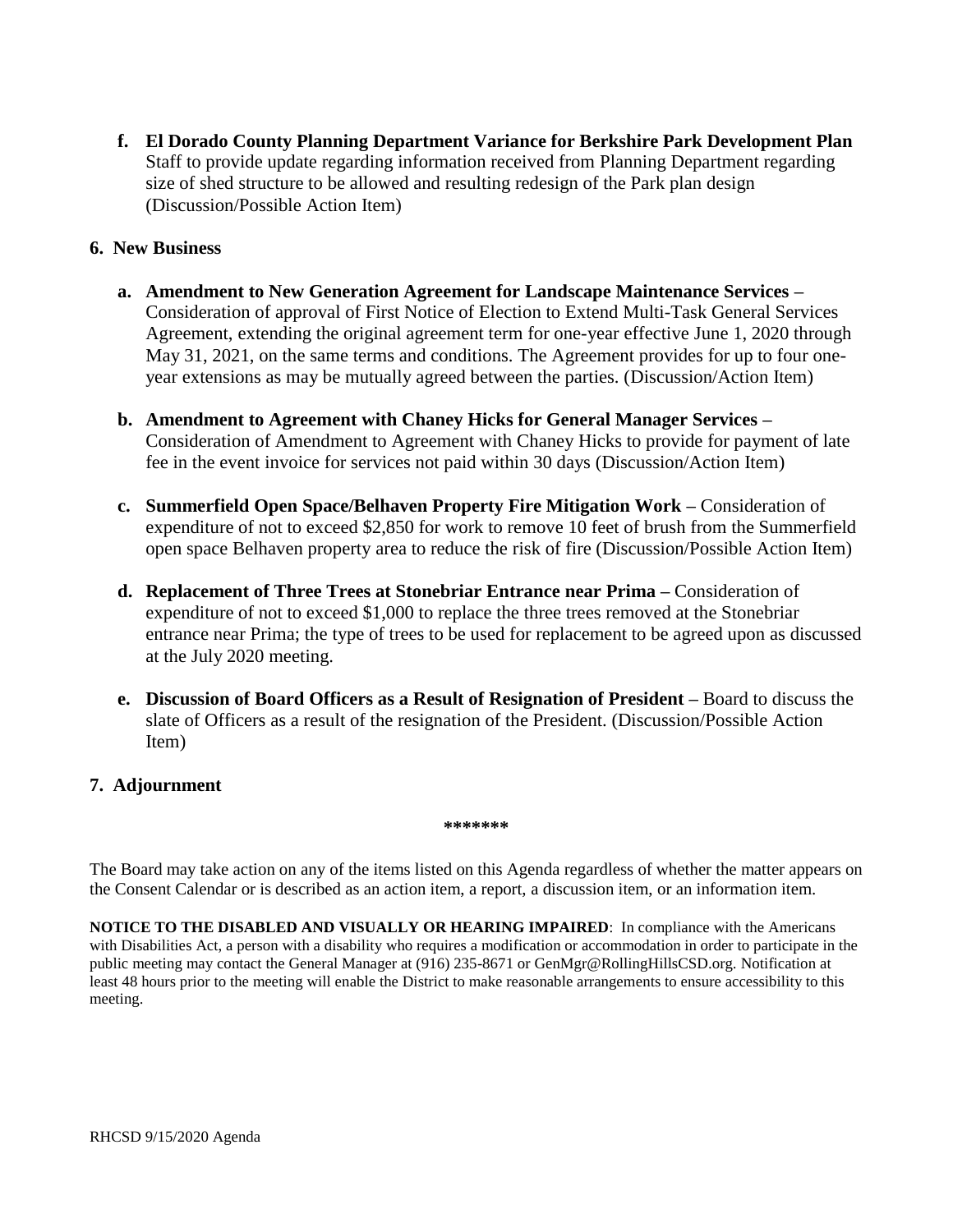f. **El Dorado County Planning Department Variance for Berkshire Park Development Plan** Staff to provide update regarding information received from Planning Department regarding size of shed structure to be allowed and resulting redesign of the Park plan design (Discussion/Possible Action Item)

## 6. New Business

a. **Amendment to New Generation Agreement for Landscape Maintenance Services –** Consideration of approval of First Notice of Election to Extend Multi-Task General Services Agreement, extending the original agreement term for one-year effective June 1, 2020 through May 31, 2021, on the same terms and conditions. The Agreement provides for up to four one-year extensions as may be mutually agreed between the parties. (Discussion/Action Item)

b. **Amendment to Agreement with Chaney Hicks for General Manager Services –** Consideration of Amendment to Agreement with Chaney Hicks to provide for payment of late fee in the event invoice for services not paid within 30 days (Discussion/Action Item)

c. **Summerfield Open Space/Belhaven Property Fire Mitigation Work –** Consideration of expenditure of not to exceed $2,850 for work to remove 10 feet of brush from the Summerfield open space Belhaven property area to reduce the risk of fire (Discussion/Possible Action Item)

d. **Replacement of Three Trees at Stonebriar Entrance near Prima –** Consideration of expenditure of not to exceed $1,000 to replace the three trees removed at the Stonebriar entrance near Prima; the type of trees to be used for replacement to be agreed upon as discussed at the July 2020 meeting.

e. **Discussion of Board Officers as a Result of Resignation of President –** Board to discuss the slate of Officers as a result of the resignation of the President. (Discussion/Possible Action Item)

## 7. Adjournment

*******

The Board may take action on any of the items listed on this Agenda regardless of whether the matter appears on the Consent Calendar or is described as an action item, a report, a discussion item, or an information item.

**NOTICE TO THE DISABLED AND VISUALLY OR HEARING IMPAIRED**: In compliance with the Americans with Disabilities Act, a person with a disability who requires a modification or accommodation in order to participate in the public meeting may contact the General Manager at (916) 235-8671 or GenMgr@RollingHillsCSD.org. Notification at least 48 hours prior to the meeting will enable the District to make reasonable arrangements to ensure accessibility to this meeting.